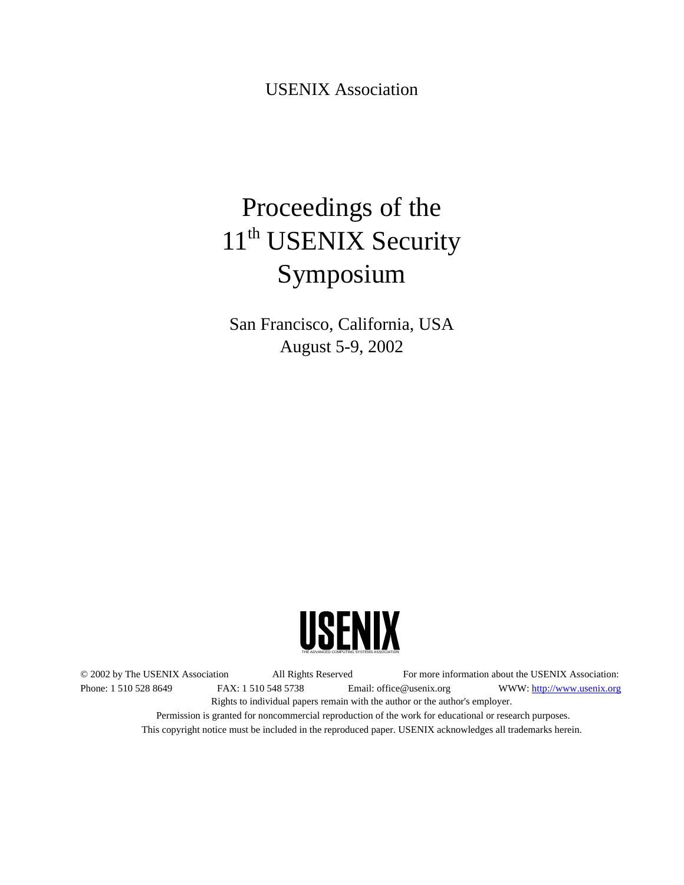USENIX Association

# Proceedings of the 11th USENIX Security Symposium

San Francisco, California, USA
August 5-9, 2002

USENIX
THE ADVANCED COMPUTING SYSTEMS ASSOCIATION

© 2002 by The USENIX Association All Rights Reserved For more information about the USENIX Association:
Phone: 1 510 528 8649 FAX: 1 510 548 5738 Email: office@usenix.org WWW: http://www.usenix.org
Rights to individual papers remain with the author or the author's employer.
Permission is granted for noncommercial reproduction of the work for educational or research purposes.
This copyright notice must be included in the reproduced paper. USENIX acknowledges all trademarks herein.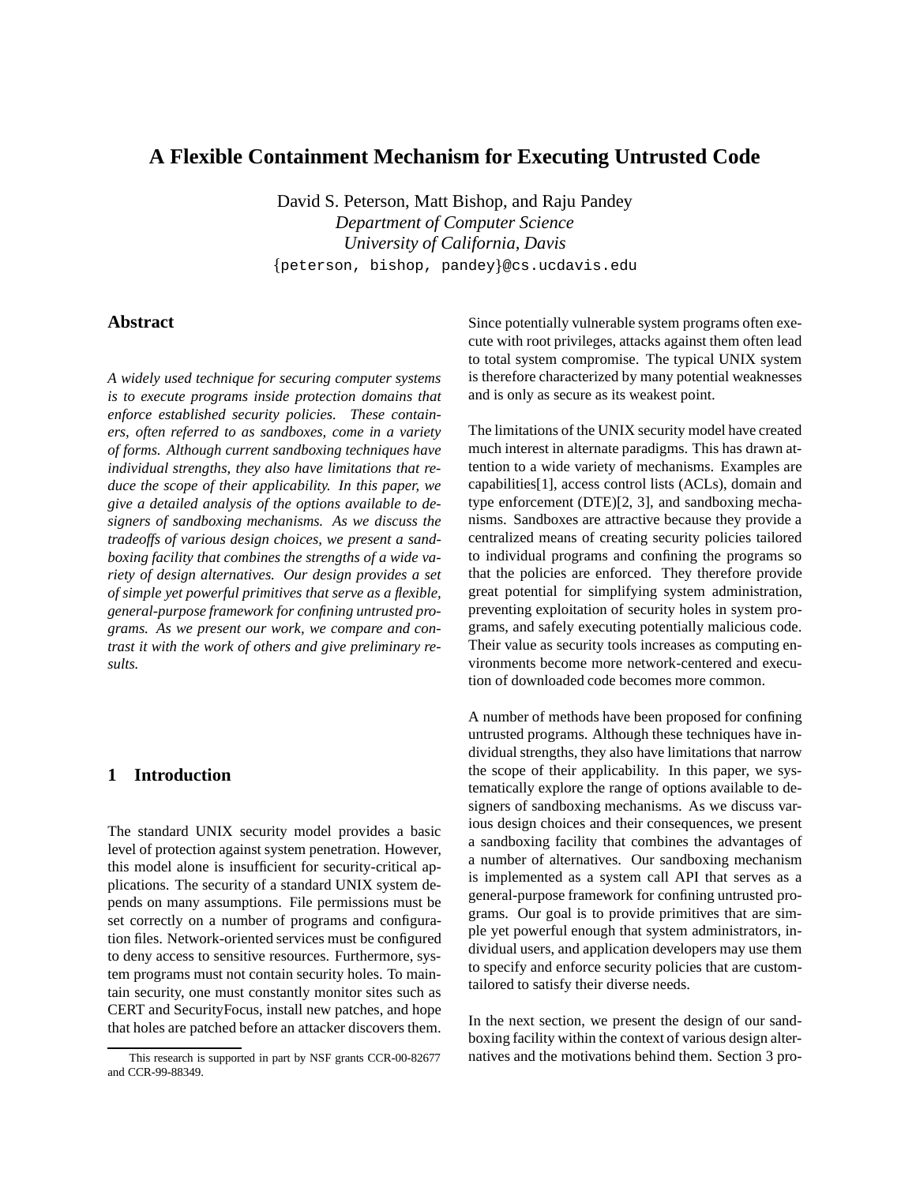# A Flexible Containment Mechanism for Executing Untrusted Code

David S. Peterson, Matt Bishop, and Raju Pandey
*Department of Computer Science*
*University of California, Davis*
{peterson, bishop, pandey}@cs.ucdavis.edu

## Abstract

*A widely used technique for securing computer systems is to execute programs inside protection domains that enforce established security policies. These containers, often referred to as sandboxes, come in a variety of forms. Although current sandboxing techniques have individual strengths, they also have limitations that reduce the scope of their applicability. In this paper, we give a detailed analysis of the options available to designers of sandboxing mechanisms. As we discuss the tradeoffs of various design choices, we present a sandboxing facility that combines the strengths of a wide variety of design alternatives. Our design provides a set of simple yet powerful primitives that serve as a flexible, general-purpose framework for confining untrusted programs. As we present our work, we compare and contrast it with the work of others and give preliminary results.*

## 1 Introduction

The standard UNIX security model provides a basic level of protection against system penetration. However, this model alone is insufficient for security-critical applications. The security of a standard UNIX system depends on many assumptions. File permissions must be set correctly on a number of programs and configuration files. Network-oriented services must be configured to deny access to sensitive resources. Furthermore, system programs must not contain security holes. To maintain security, one must constantly monitor sites such as CERT and SecurityFocus, install new patches, and hope that holes are patched before an attacker discovers them. Since potentially vulnerable system programs often execute with root privileges, attacks against them often lead to total system compromise. The typical UNIX system is therefore characterized by many potential weaknesses and is only as secure as its weakest point.

The limitations of the UNIX security model have created much interest in alternate paradigms. This has drawn attention to a wide variety of mechanisms. Examples are capabilities[1], access control lists (ACLs), domain and type enforcement (DTE)[2, 3], and sandboxing mechanisms. Sandboxes are attractive because they provide a centralized means of creating security policies tailored to individual programs and confining the programs so that the policies are enforced. They therefore provide great potential for simplifying system administration, preventing exploitation of security holes in system programs, and safely executing potentially malicious code. Their value as security tools increases as computing environments become more network-centered and execution of downloaded code becomes more common.

A number of methods have been proposed for confining untrusted programs. Although these techniques have individual strengths, they also have limitations that narrow the scope of their applicability. In this paper, we systematically explore the range of options available to designers of sandboxing mechanisms. As we discuss various design choices and their consequences, we present a sandboxing facility that combines the advantages of a number of alternatives. Our sandboxing mechanism is implemented as a system call API that serves as a general-purpose framework for confining untrusted programs. Our goal is to provide primitives that are simple yet powerful enough that system administrators, individual users, and application developers may use them to specify and enforce security policies that are custom-tailored to satisfy their diverse needs.

In the next section, we present the design of our sandboxing facility within the context of various design alternatives and the motivations behind them. Section 3 pro-

This research is supported in part by NSF grants CCR-00-82677 and CCR-99-88349.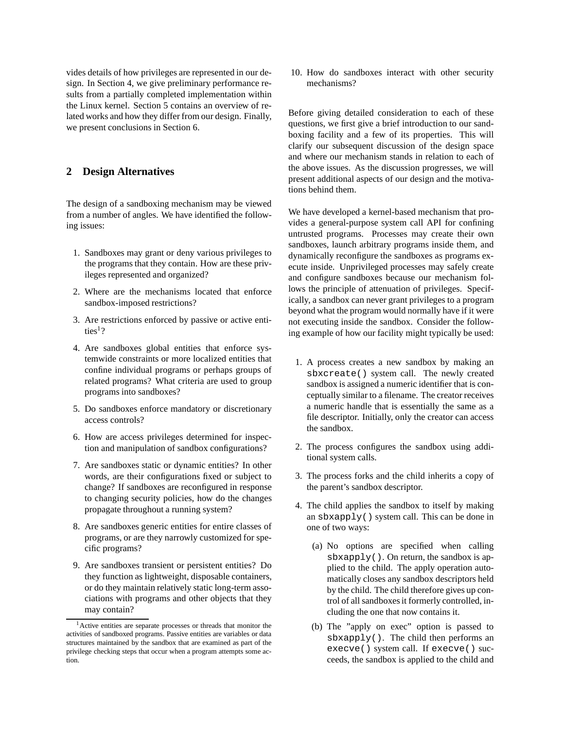vides details of how privileges are represented in our design. In Section 4, we give preliminary performance results from a partially completed implementation within the Linux kernel. Section 5 contains an overview of related works and how they differ from our design. Finally, we present conclusions in Section 6.

## 2 Design Alternatives

The design of a sandboxing mechanism may be viewed from a number of angles. We have identified the following issues:

1. Sandboxes may grant or deny various privileges to the programs that they contain. How are these privileges represented and organized?
2. Where are the mechanisms located that enforce sandbox-imposed restrictions?
3. Are restrictions enforced by passive or active entities[1]?
4. Are sandboxes global entities that enforce systemwide constraints or more localized entities that confine individual programs or perhaps groups of related programs? What criteria are used to group programs into sandboxes?
5. Do sandboxes enforce mandatory or discretionary access controls?
6. How are access privileges determined for inspection and manipulation of sandbox configurations?
7. Are sandboxes static or dynamic entities? In other words, are their configurations fixed or subject to change? If sandboxes are reconfigured in response to changing security policies, how do the changes propagate throughout a running system?
8. Are sandboxes generic entities for entire classes of programs, or are they narrowly customized for specific programs?
9. Are sandboxes transient or persistent entities? Do they function as lightweight, disposable containers, or do they maintain relatively static long-term associations with programs and other objects that they may contain?
10. How do sandboxes interact with other security mechanisms?

[1] Active entities are separate processes or threads that monitor the activities of sandboxed programs. Passive entities are variables or data structures maintained by the sandbox that are examined as part of the privilege checking steps that occur when a program attempts some action.

Before giving detailed consideration to each of these questions, we first give a brief introduction to our sandboxing facility and a few of its properties. This will clarify our subsequent discussion of the design space and where our mechanism stands in relation to each of the above issues. As the discussion progresses, we will present additional aspects of our design and the motivations behind them.

We have developed a kernel-based mechanism that provides a general-purpose system call API for confining untrusted programs. Processes may create their own sandboxes, launch arbitrary programs inside them, and dynamically reconfigure the sandboxes as programs execute inside. Unprivileged processes may safely create and configure sandboxes because our mechanism follows the principle of attenuation of privileges. Specifically, a sandbox can never grant privileges to a program beyond what the program would normally have if it were not executing inside the sandbox. Consider the following example of how our facility might typically be used:

1. A process creates a new sandbox by making an `sbxcreate()` system call. The newly created sandbox is assigned a numeric identifier that is conceptually similar to a filename. The creator receives a numeric handle that is essentially the same as a file descriptor. Initially, only the creator can access the sandbox.
2. The process configures the sandbox using additional system calls.
3. The process forks and the child inherits a copy of the parent's sandbox descriptor.
4. The child applies the sandbox to itself by making an `sbxapply()` system call. This can be done in one of two ways:
   (a) No options are specified when calling `sbxapply()`. On return, the sandbox is applied to the child. The apply operation automatically closes any sandbox descriptors held by the child. The child therefore gives up control of all sandboxes it formerly controlled, including the one that now contains it.
   (b) The "apply on exec" option is passed to `sbxapply()`. The child then performs an `execve()` system call. If `execve()` succeeds, the sandbox is applied to the child and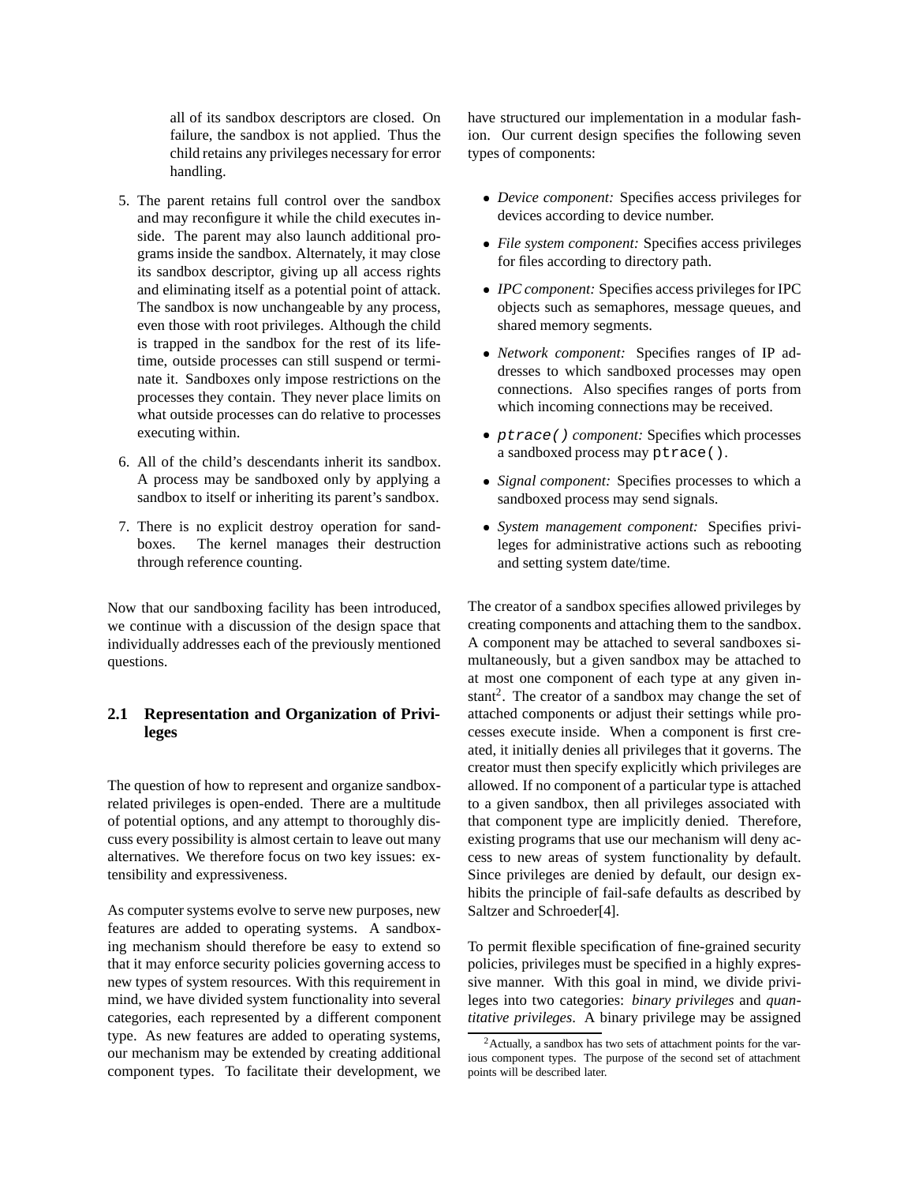all of its sandbox descriptors are closed. On failure, the sandbox is not applied. Thus the child retains any privileges necessary for error handling.

5. The parent retains full control over the sandbox and may reconfigure it while the child executes inside. The parent may also launch additional programs inside the sandbox. Alternately, it may close its sandbox descriptor, giving up all access rights and eliminating itself as a potential point of attack. The sandbox is now unchangeable by any process, even those with root privileges. Although the child is trapped in the sandbox for the rest of its lifetime, outside processes can still suspend or terminate it. Sandboxes only impose restrictions on the processes they contain. They never place limits on what outside processes can do relative to processes executing within.

6. All of the child's descendants inherit its sandbox. A process may be sandboxed only by applying a sandbox to itself or inheriting its parent's sandbox.

7. There is no explicit destroy operation for sandboxes. The kernel manages their destruction through reference counting.

Now that our sandboxing facility has been introduced, we continue with a discussion of the design space that individually addresses each of the previously mentioned questions.

## 2.1 Representation and Organization of Privileges

The question of how to represent and organize sandbox-related privileges is open-ended. There are a multitude of potential options, and any attempt to thoroughly discuss every possibility is almost certain to leave out many alternatives. We therefore focus on two key issues: extensibility and expressiveness.

As computer systems evolve to serve new purposes, new features are added to operating systems. A sandboxing mechanism should therefore be easy to extend so that it may enforce security policies governing access to new types of system resources. With this requirement in mind, we have divided system functionality into several categories, each represented by a different component type. As new features are added to operating systems, our mechanism may be extended by creating additional component types. To facilitate their development, we have structured our implementation in a modular fashion. Our current design specifies the following seven types of components:

- *Device component:* Specifies access privileges for devices according to device number.
- *File system component:* Specifies access privileges for files according to directory path.
- *IPC component:* Specifies access privileges for IPC objects such as semaphores, message queues, and shared memory segments.
- *Network component:* Specifies ranges of IP addresses to which sandboxed processes may open connections. Also specifies ranges of ports from which incoming connections may be received.
- `ptrace()` *component:* Specifies which processes a sandboxed process may `ptrace()`.
- *Signal component:* Specifies processes to which a sandboxed process may send signals.
- *System management component:* Specifies privileges for administrative actions such as rebooting and setting system date/time.

The creator of a sandbox specifies allowed privileges by creating components and attaching them to the sandbox. A component may be attached to several sandboxes simultaneously, but a given sandbox may be attached to at most one component of each type at any given instant[2]. The creator of a sandbox may change the set of attached components or adjust their settings while processes execute inside. When a component is first created, it initially denies all privileges that it governs. The creator must then specify explicitly which privileges are allowed. If no component of a particular type is attached to a given sandbox, then all privileges associated with that component type are implicitly denied. Therefore, existing programs that use our mechanism will deny access to new areas of system functionality by default. Since privileges are denied by default, our design exhibits the principle of fail-safe defaults as described by Saltzer and Schroeder[4].

To permit flexible specification of fine-grained security policies, privileges must be specified in a highly expressive manner. With this goal in mind, we divide privileges into two categories: *binary privileges* and *quantitative privileges*. A binary privilege may be assigned

[2]Actually, a sandbox has two sets of attachment points for the various component types. The purpose of the second set of attachment points will be described later.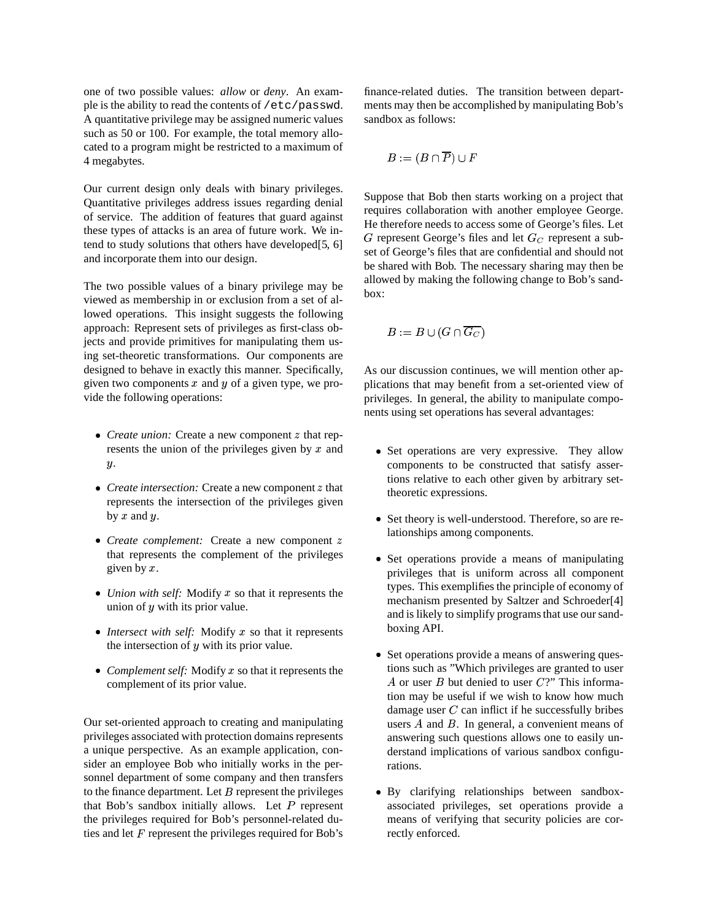one of two possible values: *allow* or *deny*. An example is the ability to read the contents of `/etc/passwd`. A quantitative privilege may be assigned numeric values such as 50 or 100. For example, the total memory allocated to a program might be restricted to a maximum of 4 megabytes.

Our current design only deals with binary privileges. Quantitative privileges address issues regarding denial of service. The addition of features that guard against these types of attacks is an area of future work. We intend to study solutions that others have developed[5, 6] and incorporate them into our design.

The two possible values of a binary privilege may be viewed as membership in or exclusion from a set of allowed operations. This insight suggests the following approach: Represent sets of privileges as first-class objects and provide primitives for manipulating them using set-theoretic transformations. Our components are designed to behave in exactly this manner. Specifically, given two components $x$ and $y$ of a given type, we provide the following operations:

- *Create union:* Create a new component $z$ that represents the union of the privileges given by $x$ and $y$.
- *Create intersection:* Create a new component $z$ that represents the intersection of the privileges given by $x$ and $y$.
- *Create complement:* Create a new component $z$ that represents the complement of the privileges given by $x$.
- *Union with self:* Modify $x$ so that it represents the union of $y$ with its prior value.
- *Intersect with self:* Modify $x$ so that it represents the intersection of $y$ with its prior value.
- *Complement self:* Modify $x$ so that it represents the complement of its prior value.

Our set-oriented approach to creating and manipulating privileges associated with protection domains represents a unique perspective. As an example application, consider an employee Bob who initially works in the personnel department of some company and then transfers to the finance department. Let $B$ represent the privileges that Bob's sandbox initially allows. Let $P$ represent the privileges required for Bob's personnel-related duties and let $F$ represent the privileges required for Bob's finance-related duties. The transition between departments may then be accomplished by manipulating Bob's sandbox as follows:

$$B := (B \cap \overline{P}) \cup F$$

Suppose that Bob then starts working on a project that requires collaboration with another employee George. He therefore needs to access some of George's files. Let $G$ represent George's files and let $G_C$ represent a subset of George's files that are confidential and should not be shared with Bob. The necessary sharing may then be allowed by making the following change to Bob's sandbox:

$$B := B \cup (G \cap \overline{G_C})$$

As our discussion continues, we will mention other applications that may benefit from a set-oriented view of privileges. In general, the ability to manipulate components using set operations has several advantages:

- Set operations are very expressive. They allow components to be constructed that satisfy assertions relative to each other given by arbitrary set-theoretic expressions.
- Set theory is well-understood. Therefore, so are relationships among components.
- Set operations provide a means of manipulating privileges that is uniform across all component types. This exemplifies the principle of economy of mechanism presented by Saltzer and Schroeder[4] and is likely to simplify programs that use our sandboxing API.
- Set operations provide a means of answering questions such as "Which privileges are granted to user $A$ or user $B$ but denied to user $C$?" This information may be useful if we wish to know how much damage user $C$ can inflict if he successfully bribes users $A$ and $B$. In general, a convenient means of answering such questions allows one to easily understand implications of various sandbox configurations.
- By clarifying relationships between sandbox-associated privileges, set operations provide a means of verifying that security policies are correctly enforced.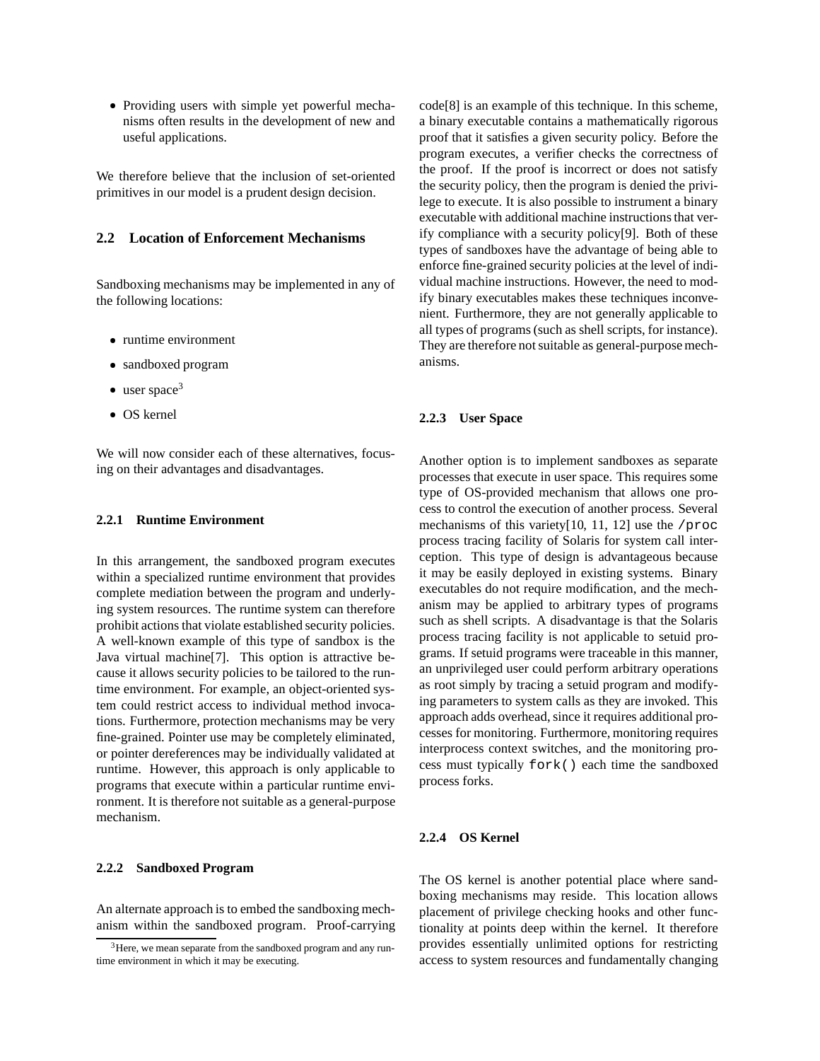- Providing users with simple yet powerful mechanisms often results in the development of new and useful applications.

We therefore believe that the inclusion of set-oriented primitives in our model is a prudent design decision.

## 2.2 Location of Enforcement Mechanisms

Sandboxing mechanisms may be implemented in any of the following locations:

- runtime environment
- sandboxed program
- user space[3]
- OS kernel

We will now consider each of these alternatives, focusing on their advantages and disadvantages.

### 2.2.1 Runtime Environment

In this arrangement, the sandboxed program executes within a specialized runtime environment that provides complete mediation between the program and underlying system resources. The runtime system can therefore prohibit actions that violate established security policies. A well-known example of this type of sandbox is the Java virtual machine[7]. This option is attractive because it allows security policies to be tailored to the runtime environment. For example, an object-oriented system could restrict access to individual method invocations. Furthermore, protection mechanisms may be very fine-grained. Pointer use may be completely eliminated, or pointer dereferences may be individually validated at runtime. However, this approach is only applicable to programs that execute within a particular runtime environment. It is therefore not suitable as a general-purpose mechanism.

### 2.2.2 Sandboxed Program

An alternate approach is to embed the sandboxing mechanism within the sandboxed program. Proof-carrying code[8] is an example of this technique. In this scheme, a binary executable contains a mathematically rigorous proof that it satisfies a given security policy. Before the program executes, a verifier checks the correctness of the proof. If the proof is incorrect or does not satisfy the security policy, then the program is denied the privilege to execute. It is also possible to instrument a binary executable with additional machine instructions that verify compliance with a security policy[9]. Both of these types of sandboxes have the advantage of being able to enforce fine-grained security policies at the level of individual machine instructions. However, the need to modify binary executables makes these techniques inconvenient. Furthermore, they are not generally applicable to all types of programs (such as shell scripts, for instance). They are therefore not suitable as general-purpose mechanisms.

### 2.2.3 User Space

Another option is to implement sandboxes as separate processes that execute in user space. This requires some type of OS-provided mechanism that allows one process to control the execution of another process. Several mechanisms of this variety[10, 11, 12] use the `/proc` process tracing facility of Solaris for system call interception. This type of design is advantageous because it may be easily deployed in existing systems. Binary executables do not require modification, and the mechanism may be applied to arbitrary types of programs such as shell scripts. A disadvantage is that the Solaris process tracing facility is not applicable to setuid programs. If setuid programs were traceable in this manner, an unprivileged user could perform arbitrary operations as root simply by tracing a setuid program and modifying parameters to system calls as they are invoked. This approach adds overhead, since it requires additional processes for monitoring. Furthermore, monitoring requires interprocess context switches, and the monitoring process must typically `fork()` each time the sandboxed process forks.

### 2.2.4 OS Kernel

The OS kernel is another potential place where sandboxing mechanisms may reside. This location allows placement of privilege checking hooks and other functionality at points deep within the kernel. It therefore provides essentially unlimited options for restricting access to system resources and fundamentally changing

[3] Here, we mean separate from the sandboxed program and any runtime environment in which it may be executing.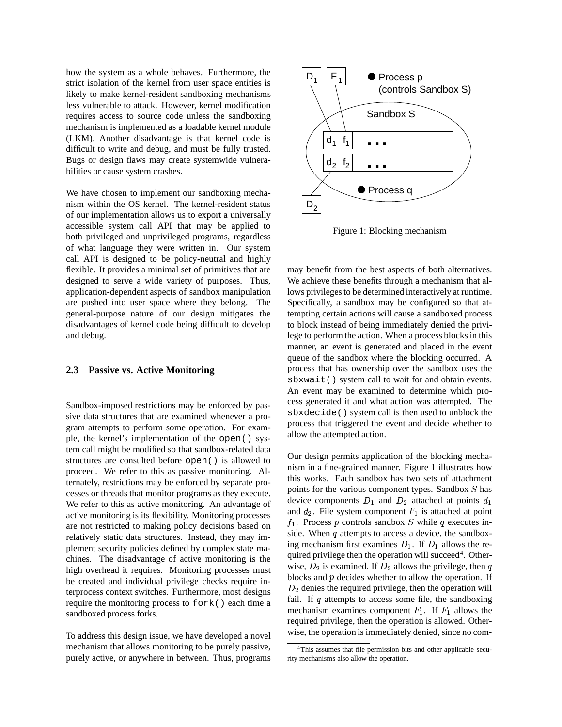how the system as a whole behaves. Furthermore, the strict isolation of the kernel from user space entities is likely to make kernel-resident sandboxing mechanisms less vulnerable to attack. However, kernel modification requires access to source code unless the sandboxing mechanism is implemented as a loadable kernel module (LKM). Another disadvantage is that kernel code is difficult to write and debug, and must be fully trusted. Bugs or design flaws may create systemwide vulnerabilities or cause system crashes.

We have chosen to implement our sandboxing mechanism within the OS kernel. The kernel-resident status of our implementation allows us to export a universally accessible system call API that may be applied to both privileged and unprivileged programs, regardless of what language they were written in. Our system call API is designed to be policy-neutral and highly flexible. It provides a minimal set of primitives that are designed to serve a wide variety of purposes. Thus, application-dependent aspects of sandbox manipulation are pushed into user space where they belong. The general-purpose nature of our design mitigates the disadvantages of kernel code being difficult to develop and debug.

### 2.3 Passive vs. Active Monitoring

Sandbox-imposed restrictions may be enforced by passive data structures that are examined whenever a program attempts to perform some operation. For example, the kernel's implementation of the `open()` system call might be modified so that sandbox-related data structures are consulted before `open()` is allowed to proceed. We refer to this as passive monitoring. Alternately, restrictions may be enforced by separate processes or threads that monitor programs as they execute. We refer to this as active monitoring. An advantage of active monitoring is its flexibility. Monitoring processes are not restricted to making policy decisions based on relatively static data structures. Instead, they may implement security policies defined by complex state machines. The disadvantage of active monitoring is the high overhead it requires. Monitoring processes must be created and individual privilege checks require interprocess context switches. Furthermore, most designs require the monitoring process to `fork()` each time a sandboxed process forks.

To address this design issue, we have developed a novel mechanism that allows monitoring to be purely passive, purely active, or anywhere in between. Thus, programs may benefit from the best aspects of both alternatives. We achieve these benefits through a mechanism that allows privileges to be determined interactively at runtime. Specifically, a sandbox may be configured so that attempting certain actions will cause a sandboxed process to block instead of being immediately denied the privilege to perform the action. When a process blocks in this manner, an event is generated and placed in the event queue of the sandbox where the blocking occurred. A process that has ownership over the sandbox uses the `sbxwait()` system call to wait for and obtain events. An event may be examined to determine which process generated it and what action was attempted. The `sbxdecide()` system call is then used to unblock the process that triggered the event and decide whether to allow the attempted action.

Figure 1: Blocking mechanism

Our design permits application of the blocking mechanism in a fine-grained manner. Figure 1 illustrates how this works. Each sandbox has two sets of attachment points for the various component types. Sandbox $S$ has device components $D_1$ and $D_2$ attached at points $d_1$ and $d_2$. File system component $F_1$ is attached at point $f_1$. Process $p$ controls sandbox $S$ while $q$ executes inside. When $q$ attempts to access a device, the sandboxing mechanism first examines $D_1$. If $D_1$ allows the required privilege then the operation will succeed[4]. Otherwise, $D_2$ is examined. If $D_2$ allows the privilege, then $q$ blocks and $p$ decides whether to allow the operation. If $D_2$ denies the required privilege, then the operation will fail. If $q$ attempts to access some file, the sandboxing mechanism examines component $F_1$. If $F_1$ allows the required privilege, then the operation is allowed. Otherwise, the operation is immediately denied, since no com-

[4]This assumes that file permission bits and other applicable security mechanisms also allow the operation.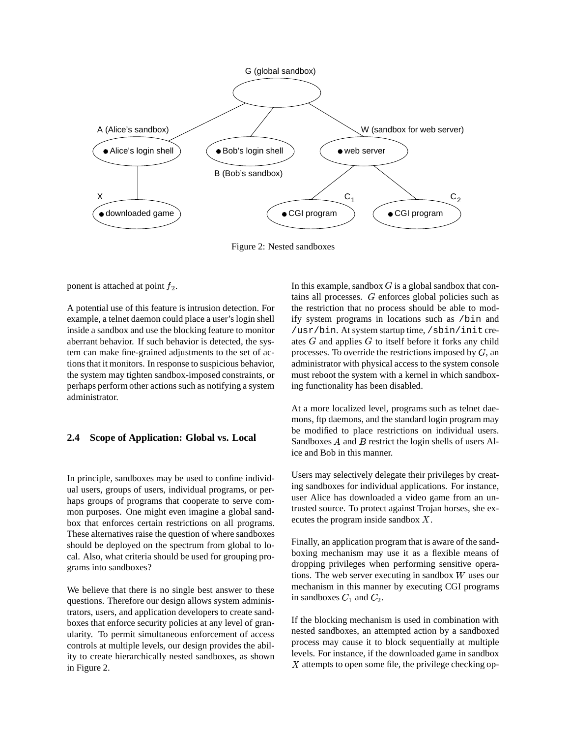Figure 2: Nested sandboxes

ponent is attached at point $f_2$.

A potential use of this feature is intrusion detection. For example, a telnet daemon could place a user's login shell inside a sandbox and use the blocking feature to monitor aberrant behavior. If such behavior is detected, the system can make fine-grained adjustments to the set of actions that it monitors. In response to suspicious behavior, the system may tighten sandbox-imposed constraints, or perhaps perform other actions such as notifying a system administrator.

### 2.4 Scope of Application: Global vs. Local

In principle, sandboxes may be used to confine individual users, groups of users, individual programs, or perhaps groups of programs that cooperate to serve common purposes. One might even imagine a global sandbox that enforces certain restrictions on all programs. These alternatives raise the question of where sandboxes should be deployed on the spectrum from global to local. Also, what criteria should be used for grouping programs into sandboxes?

We believe that there is no single best answer to these questions. Therefore our design allows system administrators, users, and application developers to create sandboxes that enforce security policies at any level of granularity. To permit simultaneous enforcement of access controls at multiple levels, our design provides the ability to create hierarchically nested sandboxes, as shown in Figure 2.

In this example, sandbox $G$ is a global sandbox that contains all processes. $G$ enforces global policies such as the restriction that no process should be able to modify system programs in locations such as `/bin` and `/usr/bin`. At system startup time, `/sbin/init` creates $G$ and applies $G$ to itself before it forks any child processes. To override the restrictions imposed by $G$, an administrator with physical access to the system console must reboot the system with a kernel in which sandboxing functionality has been disabled.

At a more localized level, programs such as telnet daemons, ftp daemons, and the standard login program may be modified to place restrictions on individual users. Sandboxes $A$ and $B$ restrict the login shells of users Alice and Bob in this manner.

Users may selectively delegate their privileges by creating sandboxes for individual applications. For instance, user Alice has downloaded a video game from an untrusted source. To protect against Trojan horses, she executes the program inside sandbox $X$.

Finally, an application program that is aware of the sandboxing mechanism may use it as a flexible means of dropping privileges when performing sensitive operations. The web server executing in sandbox $W$ uses our mechanism in this manner by executing CGI programs in sandboxes $C_1$ and $C_2$.

If the blocking mechanism is used in combination with nested sandboxes, an attempted action by a sandboxed process may cause it to block sequentially at multiple levels. For instance, if the downloaded game in sandbox $X$ attempts to open some file, the privilege checking op-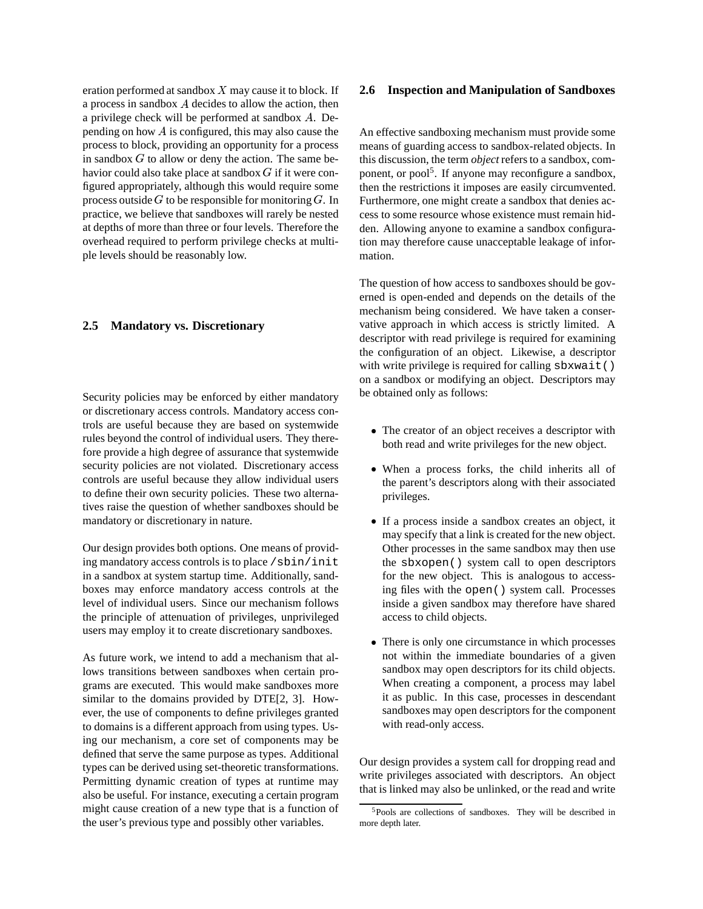eration performed at sandbox $X$ may cause it to block. If a process in sandbox $A$ decides to allow the action, then a privilege check will be performed at sandbox $A$. Depending on how $A$ is configured, this may also cause the process to block, providing an opportunity for a process in sandbox $G$ to allow or deny the action. The same behavior could also take place at sandbox $G$ if it were configured appropriately, although this would require some process outside $G$ to be responsible for monitoring $G$. In practice, we believe that sandboxes will rarely be nested at depths of more than three or four levels. Therefore the overhead required to perform privilege checks at multiple levels should be reasonably low.

### 2.5 Mandatory vs. Discretionary

Security policies may be enforced by either mandatory or discretionary access controls. Mandatory access controls are useful because they are based on systemwide rules beyond the control of individual users. They therefore provide a high degree of assurance that systemwide security policies are not violated. Discretionary access controls are useful because they allow individual users to define their own security policies. These two alternatives raise the question of whether sandboxes should be mandatory or discretionary in nature.

Our design provides both options. One means of providing mandatory access controls is to place `/sbin/init` in a sandbox at system startup time. Additionally, sandboxes may enforce mandatory access controls at the level of individual users. Since our mechanism follows the principle of attenuation of privileges, unprivileged users may employ it to create discretionary sandboxes.

As future work, we intend to add a mechanism that allows transitions between sandboxes when certain programs are executed. This would make sandboxes more similar to the domains provided by DTE[2, 3]. However, the use of components to define privileges granted to domains is a different approach from using types. Using our mechanism, a core set of components may be defined that serve the same purpose as types. Additional types can be derived using set-theoretic transformations. Permitting dynamic creation of types at runtime may also be useful. For instance, executing a certain program might cause creation of a new type that is a function of the user's previous type and possibly other variables.

### 2.6 Inspection and Manipulation of Sandboxes

An effective sandboxing mechanism must provide some means of guarding access to sandbox-related objects. In this discussion, the term *object* refers to a sandbox, component, or pool[5]. If anyone may reconfigure a sandbox, then the restrictions it imposes are easily circumvented. Furthermore, one might create a sandbox that denies access to some resource whose existence must remain hidden. Allowing anyone to examine a sandbox configuration may therefore cause unacceptable leakage of information.

The question of how access to sandboxes should be governed is open-ended and depends on the details of the mechanism being considered. We have taken a conservative approach in which access is strictly limited. A descriptor with read privilege is required for examining the configuration of an object. Likewise, a descriptor with write privilege is required for calling `sbxwait()` on a sandbox or modifying an object. Descriptors may be obtained only as follows:

- The creator of an object receives a descriptor with both read and write privileges for the new object.
- When a process forks, the child inherits all of the parent's descriptors along with their associated privileges.
- If a process inside a sandbox creates an object, it may specify that a link is created for the new object. Other processes in the same sandbox may then use the `sbxopen()` system call to open descriptors for the new object. This is analogous to accessing files with the `open()` system call. Processes inside a given sandbox may therefore have shared access to child objects.
- There is only one circumstance in which processes not within the immediate boundaries of a given sandbox may open descriptors for its child objects. When creating a component, a process may label it as public. In this case, processes in descendant sandboxes may open descriptors for the component with read-only access.

Our design provides a system call for dropping read and write privileges associated with descriptors. An object that is linked may also be unlinked, or the read and write

[5] Pools are collections of sandboxes. They will be described in more depth later.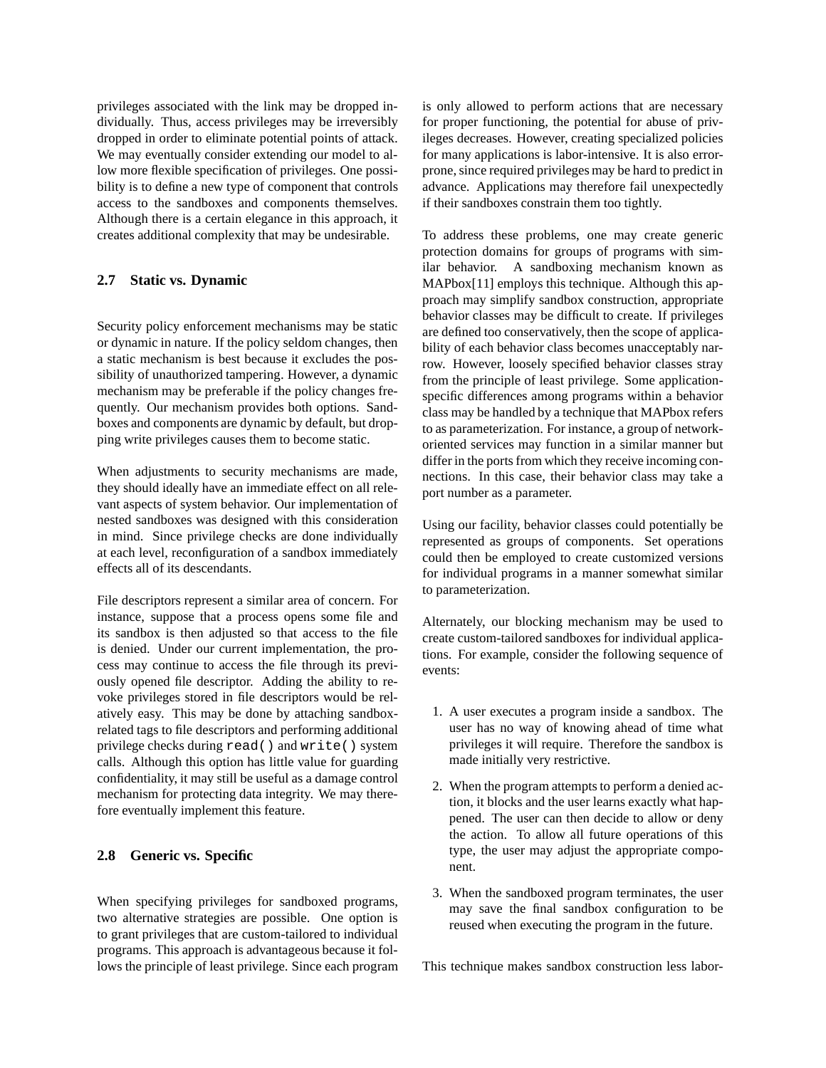privileges associated with the link may be dropped individually. Thus, access privileges may be irreversibly dropped in order to eliminate potential points of attack. We may eventually consider extending our model to allow more flexible specification of privileges. One possibility is to define a new type of component that controls access to the sandboxes and components themselves. Although there is a certain elegance in this approach, it creates additional complexity that may be undesirable.

### 2.7 Static vs. Dynamic

Security policy enforcement mechanisms may be static or dynamic in nature. If the policy seldom changes, then a static mechanism is best because it excludes the possibility of unauthorized tampering. However, a dynamic mechanism may be preferable if the policy changes frequently. Our mechanism provides both options. Sandboxes and components are dynamic by default, but dropping write privileges causes them to become static.

When adjustments to security mechanisms are made, they should ideally have an immediate effect on all relevant aspects of system behavior. Our implementation of nested sandboxes was designed with this consideration in mind. Since privilege checks are done individually at each level, reconfiguration of a sandbox immediately effects all of its descendants.

File descriptors represent a similar area of concern. For instance, suppose that a process opens some file and its sandbox is then adjusted so that access to the file is denied. Under our current implementation, the process may continue to access the file through its previously opened file descriptor. Adding the ability to revoke privileges stored in file descriptors would be relatively easy. This may be done by attaching sandbox-related tags to file descriptors and performing additional privilege checks during `read()` and `write()` system calls. Although this option has little value for guarding confidentiality, it may still be useful as a damage control mechanism for protecting data integrity. We may therefore eventually implement this feature.

### 2.8 Generic vs. Specific

When specifying privileges for sandboxed programs, two alternative strategies are possible. One option is to grant privileges that are custom-tailored to individual programs. This approach is advantageous because it follows the principle of least privilege. Since each program is only allowed to perform actions that are necessary for proper functioning, the potential for abuse of privileges decreases. However, creating specialized policies for many applications is labor-intensive. It is also error-prone, since required privileges may be hard to predict in advance. Applications may therefore fail unexpectedly if their sandboxes constrain them too tightly.

To address these problems, one may create generic protection domains for groups of programs with similar behavior. A sandboxing mechanism known as MAPbox[11] employs this technique. Although this approach may simplify sandbox construction, appropriate behavior classes may be difficult to create. If privileges are defined too conservatively, then the scope of applicability of each behavior class becomes unacceptably narrow. However, loosely specified behavior classes stray from the principle of least privilege. Some application-specific differences among programs within a behavior class may be handled by a technique that MAPbox refers to as parameterization. For instance, a group of network-oriented services may function in a similar manner but differ in the ports from which they receive incoming connections. In this case, their behavior class may take a port number as a parameter.

Using our facility, behavior classes could potentially be represented as groups of components. Set operations could then be employed to create customized versions for individual programs in a manner somewhat similar to parameterization.

Alternately, our blocking mechanism may be used to create custom-tailored sandboxes for individual applications. For example, consider the following sequence of events:

1. A user executes a program inside a sandbox. The user has no way of knowing ahead of time what privileges it will require. Therefore the sandbox is made initially very restrictive.
2. When the program attempts to perform a denied action, it blocks and the user learns exactly what happened. The user can then decide to allow or deny the action. To allow all future operations of this type, the user may adjust the appropriate component.
3. When the sandboxed program terminates, the user may save the final sandbox configuration to be reused when executing the program in the future.

This technique makes sandbox construction less labor-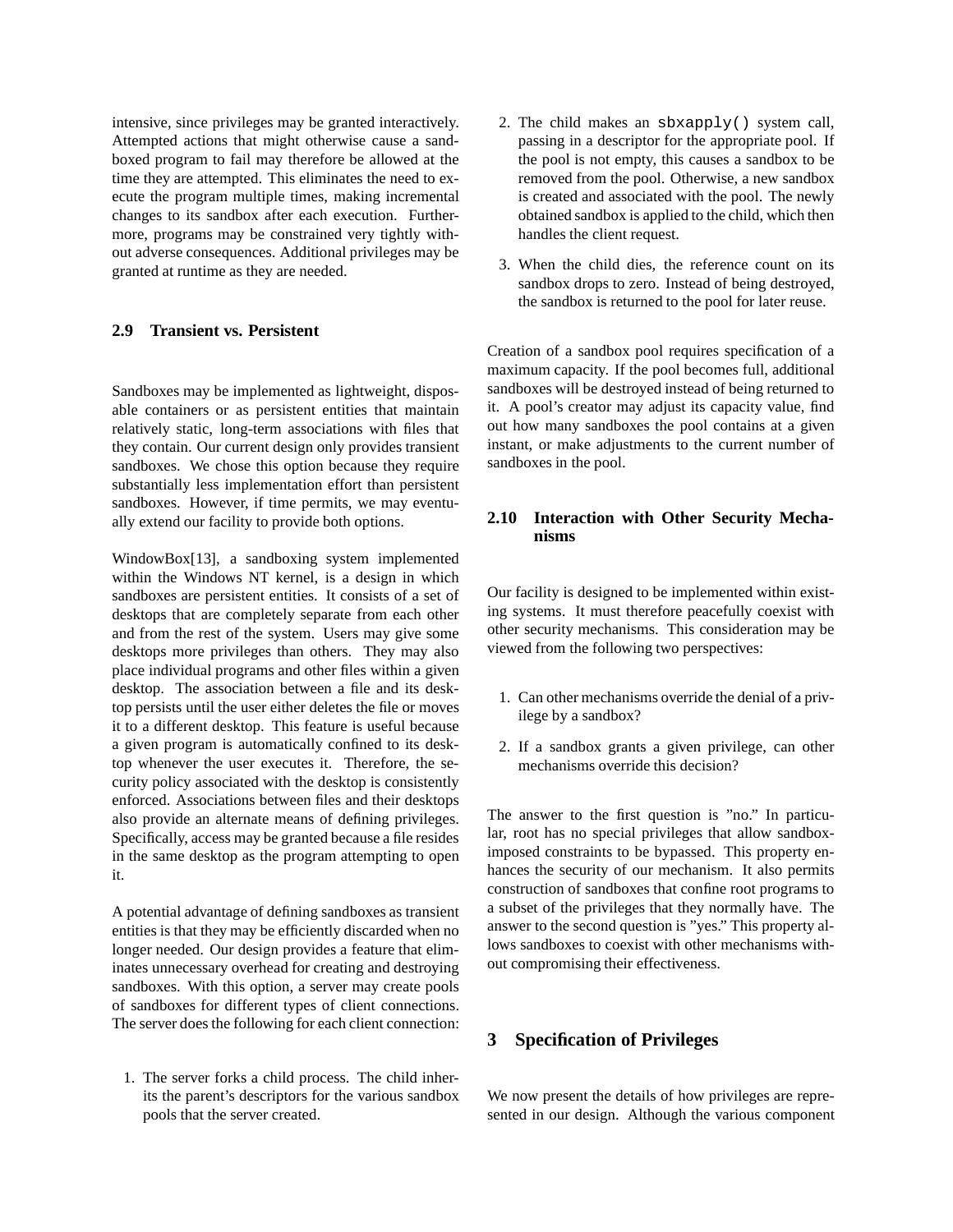intensive, since privileges may be granted interactively. Attempted actions that might otherwise cause a sandboxed program to fail may therefore be allowed at the time they are attempted. This eliminates the need to execute the program multiple times, making incremental changes to its sandbox after each execution. Furthermore, programs may be constrained very tightly without adverse consequences. Additional privileges may be granted at runtime as they are needed.

### 2.9 Transient vs. Persistent

Sandboxes may be implemented as lightweight, disposable containers or as persistent entities that maintain relatively static, long-term associations with files that they contain. Our current design only provides transient sandboxes. We chose this option because they require substantially less implementation effort than persistent sandboxes. However, if time permits, we may eventually extend our facility to provide both options.

WindowBox[13], a sandboxing system implemented within the Windows NT kernel, is a design in which sandboxes are persistent entities. It consists of a set of desktops that are completely separate from each other and from the rest of the system. Users may give some desktops more privileges than others. They may also place individual programs and other files within a given desktop. The association between a file and its desktop persists until the user either deletes the file or moves it to a different desktop. This feature is useful because a given program is automatically confined to its desktop whenever the user executes it. Therefore, the security policy associated with the desktop is consistently enforced. Associations between files and their desktops also provide an alternate means of defining privileges. Specifically, access may be granted because a file resides in the same desktop as the program attempting to open it.

A potential advantage of defining sandboxes as transient entities is that they may be efficiently discarded when no longer needed. Our design provides a feature that eliminates unnecessary overhead for creating and destroying sandboxes. With this option, a server may create pools of sandboxes for different types of client connections. The server does the following for each client connection:

1. The server forks a child process. The child inherits the parent's descriptors for the various sandbox pools that the server created.
2. The child makes an `sbxapply()` system call, passing in a descriptor for the appropriate pool. If the pool is not empty, this causes a sandbox to be removed from the pool. Otherwise, a new sandbox is created and associated with the pool. The newly obtained sandbox is applied to the child, which then handles the client request.
3. When the child dies, the reference count on its sandbox drops to zero. Instead of being destroyed, the sandbox is returned to the pool for later reuse.

Creation of a sandbox pool requires specification of a maximum capacity. If the pool becomes full, additional sandboxes will be destroyed instead of being returned to it. A pool's creator may adjust its capacity value, find out how many sandboxes the pool contains at a given instant, or make adjustments to the current number of sandboxes in the pool.

### 2.10 Interaction with Other Security Mechanisms

Our facility is designed to be implemented within existing systems. It must therefore peacefully coexist with other security mechanisms. This consideration may be viewed from the following two perspectives:

1. Can other mechanisms override the denial of a privilege by a sandbox?
2. If a sandbox grants a given privilege, can other mechanisms override this decision?

The answer to the first question is "no." In particular, root has no special privileges that allow sandbox-imposed constraints to be bypassed. This property enhances the security of our mechanism. It also permits construction of sandboxes that confine root programs to a subset of the privileges that they normally have. The answer to the second question is "yes." This property allows sandboxes to coexist with other mechanisms without compromising their effectiveness.

## 3 Specification of Privileges

We now present the details of how privileges are represented in our design. Although the various component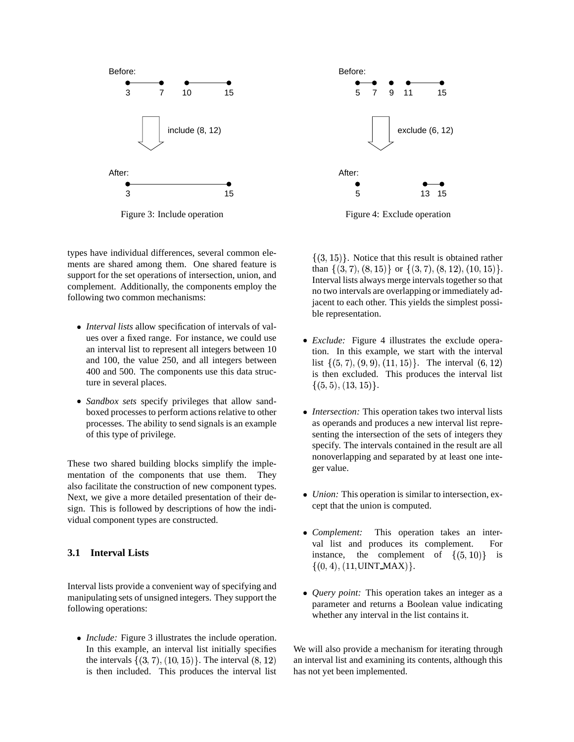Before:

3 7 10 15

include (8, 12)

After:

3 15

Figure 3: Include operation

Before:

5 7 9 11 15

exclude (6, 12)

After:

5 13 15

Figure 4: Exclude operation

types have individual differences, several common elements are shared among them. One shared feature is support for the set operations of intersection, union, and complement. Additionally, the components employ the following two common mechanisms:

- *Interval lists* allow specification of intervals of values over a fixed range. For instance, we could use an interval list to represent all integers between 10 and 100, the value 250, and all integers between 400 and 500. The components use this data structure in several places.
- *Sandbox sets* specify privileges that allow sandboxed processes to perform actions relative to other processes. The ability to send signals is an example of this type of privilege.

These two shared building blocks simplify the implementation of the components that use them. They also facilitate the construction of new component types. Next, we give a more detailed presentation of their design. This is followed by descriptions of how the individual component types are constructed.

### 3.1 Interval Lists

Interval lists provide a convenient way of specifying and manipulating sets of unsigned integers. They support the following operations:

- *Include:* Figure 3 illustrates the include operation. In this example, an interval list initially specifies the intervals $\{(3,7),(10,15)\}$. The interval $(8,12)$ is then included. This produces the interval list $\{(3,15)\}$. Notice that this result is obtained rather than $\{(3,7),(8,15)\}$ or $\{(3,7),(8,12),(10,15)\}$. Interval lists always merge intervals together so that no two intervals are overlapping or immediately adjacent to each other. This yields the simplest possible representation.
- *Exclude:* Figure 4 illustrates the exclude operation. In this example, we start with the interval list $\{(5,7),(9,9),(11,15)\}$. The interval $(6,12)$ is then excluded. This produces the interval list $\{(5,5),(13,15)\}$.
- *Intersection:* This operation takes two interval lists as operands and produces a new interval list representing the intersection of the sets of integers they specify. The intervals contained in the result are all nonoverlapping and separated by at least one integer value.
- *Union:* This operation is similar to intersection, except that the union is computed.
- *Complement:* This operation takes an interval list and produces its complement. For instance, the complement of $\{(5,10)\}$ is $\{(0,4),(11,\text{UINT\_MAX})\}$.
- *Query point:* This operation takes an integer as a parameter and returns a Boolean value indicating whether any interval in the list contains it.

We will also provide a mechanism for iterating through an interval list and examining its contents, although this has not yet been implemented.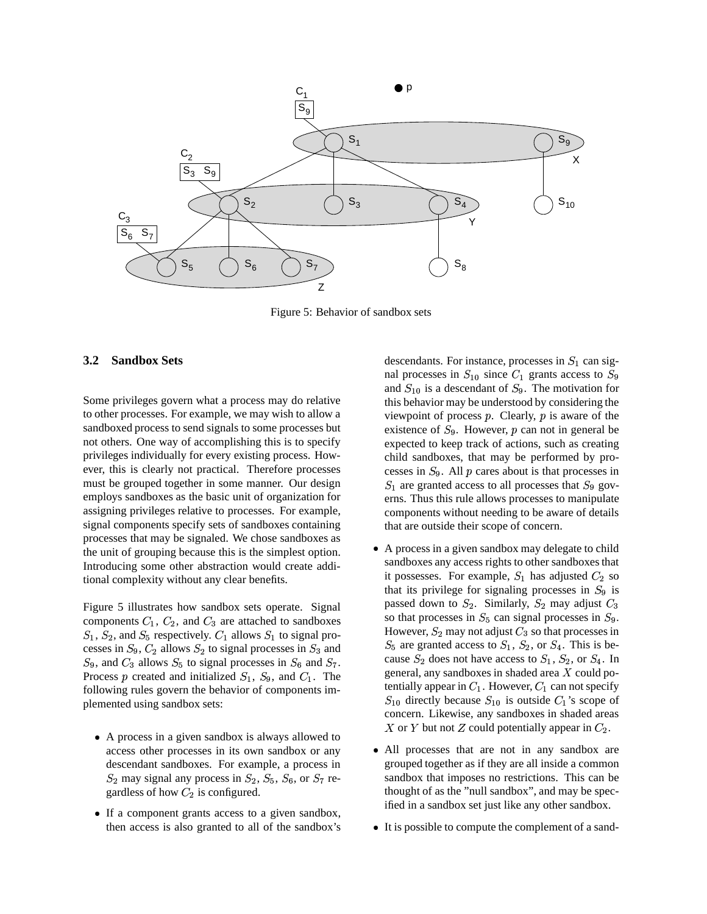Figure 5: Behavior of sandbox sets

### 3.2 Sandbox Sets

Some privileges govern what a process may do relative to other processes. For example, we may wish to allow a sandboxed process to send signals to some processes but not others. One way of accomplishing this is to specify privileges individually for every existing process. However, this is clearly not practical. Therefore processes must be grouped together in some manner. Our design employs sandboxes as the basic unit of organization for assigning privileges relative to processes. For example, signal components specify sets of sandboxes containing processes that may be signaled. We chose sandboxes as the unit of grouping because this is the simplest option. Introducing some other abstraction would create additional complexity without any clear benefits.

Figure 5 illustrates how sandbox sets operate. Signal components $C_1$, $C_2$, and $C_3$ are attached to sandboxes $S_1$, $S_2$, and $S_5$ respectively. $C_1$ allows $S_1$ to signal processes in $S_9$, $C_2$ allows $S_2$ to signal processes in $S_3$ and $S_9$, and $C_3$ allows $S_5$ to signal processes in $S_6$ and $S_7$. Process $p$ created and initialized $S_1$, $S_9$, and $C_1$. The following rules govern the behavior of components implemented using sandbox sets:

- A process in a given sandbox is always allowed to access other processes in its own sandbox or any descendant sandboxes. For example, a process in $S_2$ may signal any process in $S_2$, $S_5$, $S_6$, or $S_7$ regardless of how $C_2$ is configured.
- If a component grants access to a given sandbox, then access is also granted to all of the sandbox's descendants. For instance, processes in $S_1$ can signal processes in $S_{10}$ since $C_1$ grants access to $S_9$ and $S_{10}$ is a descendant of $S_9$. The motivation for this behavior may be understood by considering the viewpoint of process $p$. Clearly, $p$ is aware of the existence of $S_9$. However, $p$ can not in general be expected to keep track of actions, such as creating child sandboxes, that may be performed by processes in $S_9$. All $p$ cares about is that processes in $S_1$ are granted access to all processes that $S_9$ governs. Thus this rule allows processes to manipulate components without needing to be aware of details that are outside their scope of concern.
- A process in a given sandbox may delegate to child sandboxes any access rights to other sandboxes that it possesses. For example, $S_1$ has adjusted $C_2$ so that its privilege for signaling processes in $S_9$ is passed down to $S_2$. Similarly, $S_2$ may adjust $C_3$ so that processes in $S_5$ can signal processes in $S_9$. However, $S_2$ may not adjust $C_3$ so that processes in $S_5$ are granted access to $S_1$, $S_2$, or $S_4$. This is because $S_2$ does not have access to $S_1$, $S_2$, or $S_4$. In general, any sandboxes in shaded area $X$ could potentially appear in $C_1$. However, $C_1$ can not specify $S_{10}$ directly because $S_{10}$ is outside $C_1$'s scope of concern. Likewise, any sandboxes in shaded areas $X$ or $Y$ but not $Z$ could potentially appear in $C_2$.
- All processes that are not in any sandbox are grouped together as if they are all inside a common sandbox that imposes no restrictions. This can be thought of as the "null sandbox", and may be specified in a sandbox set just like any other sandbox.
- It is possible to compute the complement of a sand-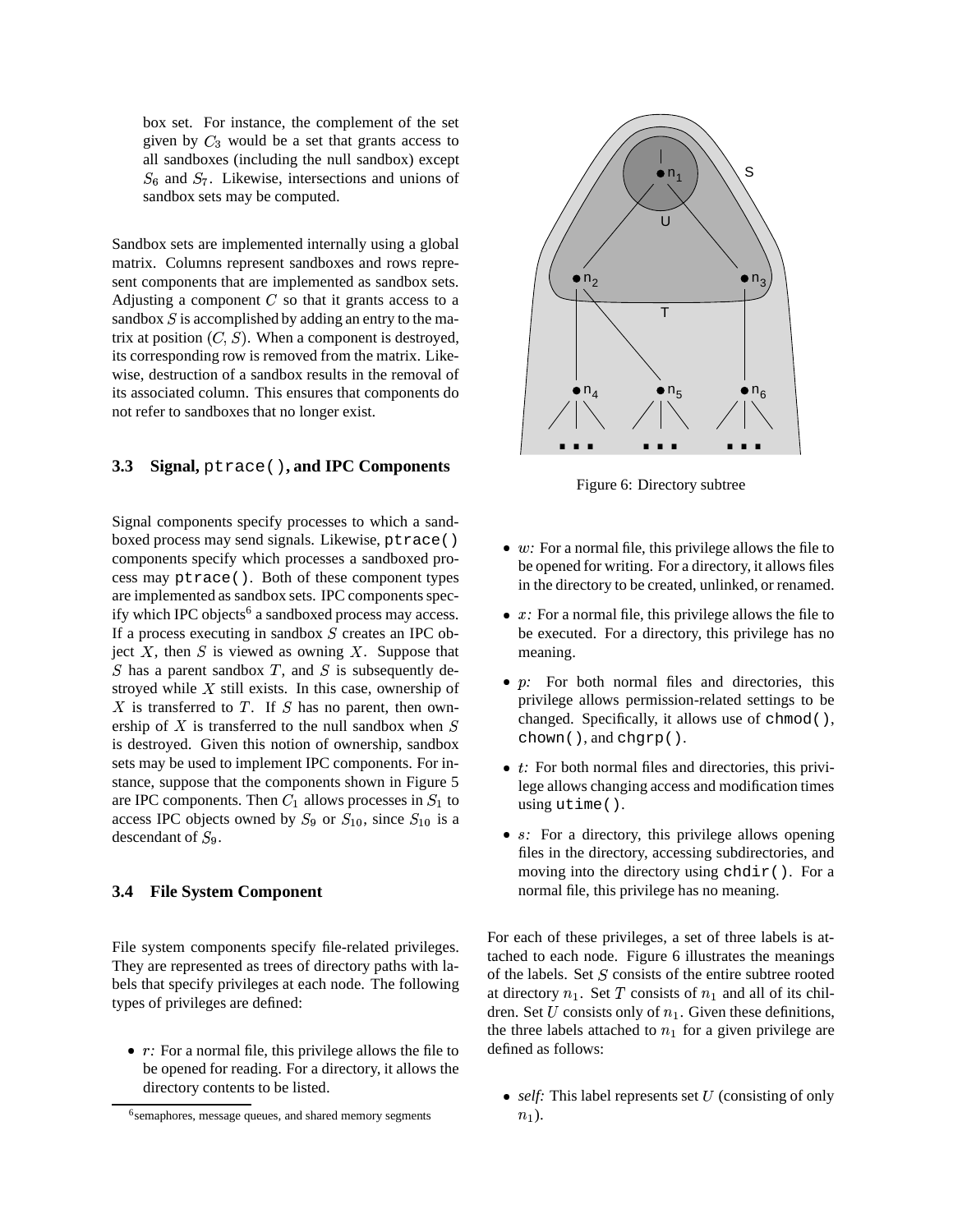box set. For instance, the complement of the set given by $C_3$ would be a set that grants access to all sandboxes (including the null sandbox) except $S_6$ and $S_7$. Likewise, intersections and unions of sandbox sets may be computed.

Sandbox sets are implemented internally using a global matrix. Columns represent sandboxes and rows represent components that are implemented as sandbox sets. Adjusting a component $C$ so that it grants access to a sandbox $S$ is accomplished by adding an entry to the matrix at position $(C, S)$. When a component is destroyed, its corresponding row is removed from the matrix. Likewise, destruction of a sandbox results in the removal of its associated column. This ensures that components do not refer to sandboxes that no longer exist.

### 3.3 Signal, `ptrace()`, and IPC Components

Signal components specify processes to which a sandboxed process may send signals. Likewise, `ptrace()` components specify which processes a sandboxed process may `ptrace()`. Both of these component types are implemented as sandbox sets. IPC components specify which IPC objects[6] a sandboxed process may access. If a process executing in sandbox $S$ creates an IPC object $X$, then $S$ is viewed as owning $X$. Suppose that $S$ has a parent sandbox $T$, and $S$ is subsequently destroyed while $X$ still exists. In this case, ownership of $X$ is transferred to $T$. If $S$ has no parent, then ownership of $X$ is transferred to the null sandbox when $S$ is destroyed. Given this notion of ownership, sandbox sets may be used to implement IPC components. For instance, suppose that the components shown in Figure 5 are IPC components. Then $C_1$ allows processes in $S_1$ to access IPC objects owned by $S_9$ or $S_{10}$, since $S_{10}$ is a descendant of $S_9$.

### 3.4 File System Component

File system components specify file-related privileges. They are represented as trees of directory paths with labels that specify privileges at each node. The following types of privileges are defined:

- *r:* For a normal file, this privilege allows the file to be opened for reading. For a directory, it allows the directory contents to be listed.

[6] semaphores, message queues, and shared memory segments

Figure 6: Directory subtree

- *w:* For a normal file, this privilege allows the file to be opened for writing. For a directory, it allows files in the directory to be created, unlinked, or renamed.
- *x:* For a normal file, this privilege allows the file to be executed. For a directory, this privilege has no meaning.
- *p:* For both normal files and directories, this privilege allows permission-related settings to be changed. Specifically, it allows use of `chmod()`, `chown()`, and `chgrp()`.
- *t:* For both normal files and directories, this privilege allows changing access and modification times using `utime()`.
- *s:* For a directory, this privilege allows opening files in the directory, accessing subdirectories, and moving into the directory using `chdir()`. For a normal file, this privilege has no meaning.

For each of these privileges, a set of three labels is attached to each node. Figure 6 illustrates the meanings of the labels. Set $S$ consists of the entire subtree rooted at directory $n_1$. Set $T$ consists of $n_1$ and all of its children. Set $U$ consists only of $n_1$. Given these definitions, the three labels attached to $n_1$ for a given privilege are defined as follows:

- *self:* This label represents set $U$ (consisting of only $n_1$).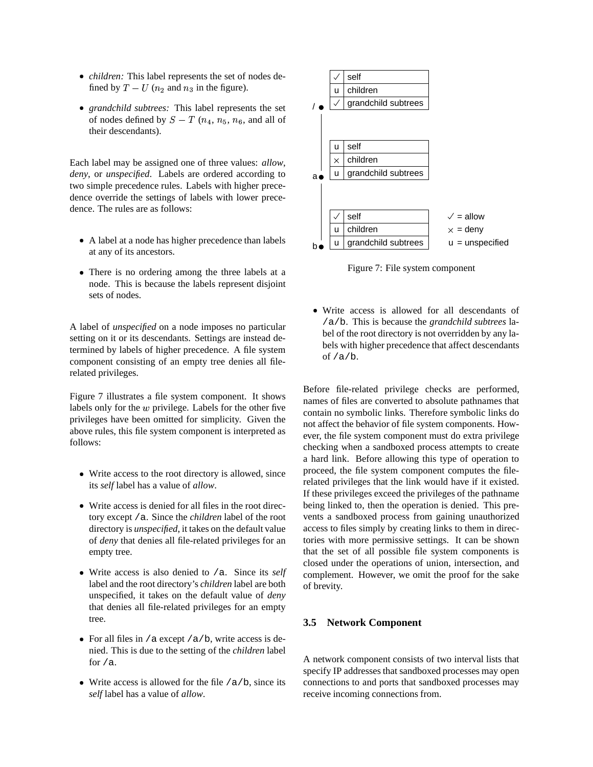- *children:* This label represents the set of nodes defined by $T - U$ ($n_2$ and $n_3$ in the figure).

- *grandchild subtrees:* This label represents the set of nodes defined by $S - T$ ($n_4$, $n_5$, $n_6$, and all of their descendants).

Each label may be assigned one of three values: *allow*, *deny*, or *unspecified*. Labels are ordered according to two simple precedence rules. Labels with higher precedence override the settings of labels with lower precedence. The rules are as follows:

- A label at a node has higher precedence than labels at any of its ancestors.

- There is no ordering among the three labels at a node. This is because the labels represent disjoint sets of nodes.

A label of *unspecified* on a node imposes no particular setting on it or its descendants. Settings are instead determined by labels of higher precedence. A file system component consisting of an empty tree denies all file-related privileges.

Figure 7 illustrates a file system component. It shows labels only for the $w$ privilege. Labels for the other five privileges have been omitted for simplicity. Given the above rules, this file system component is interpreted as follows:

- Write access to the root directory is allowed, since its *self* label has a value of *allow*.

- Write access is denied for all files in the root directory except `/a`. Since the *children* label of the root directory is *unspecified*, it takes on the default value of *deny* that denies all file-related privileges for an empty tree.

- Write access is also denied to `/a`. Since its *self* label and the root directory's *children* label are both unspecified, it takes on the default value of *deny* that denies all file-related privileges for an empty tree.

- For all files in `/a` except `/a/b`, write access is denied. This is due to the setting of the *children* label for `/a`.

- Write access is allowed for the file `/a/b`, since its *self* label has a value of *allow*.

| Node | Label | Value |
|---|---|---|
| / | self | ✓ |
| | children | u |
| | grandchild subtrees | ✓ |
| a | self | u |
| | children | × |
| | grandchild subtrees | u |
| b | self | ✓ |
| | children | u |
| | grandchild subtrees | u |

✓ = allow, × = deny, u = unspecified

Figure 7: File system component

- Write access is allowed for all descendants of `/a/b`. This is because the *grandchild subtrees* label of the root directory is not overridden by any labels with higher precedence that affect descendants of `/a/b`.

Before file-related privilege checks are performed, names of files are converted to absolute pathnames that contain no symbolic links. Therefore symbolic links do not affect the behavior of file system components. However, the file system component must do extra privilege checking when a sandboxed process attempts to create a hard link. Before allowing this type of operation to proceed, the file system component computes the file-related privileges that the link would have if it existed. If these privileges exceed the privileges of the pathname being linked to, then the operation is denied. This prevents a sandboxed process from gaining unauthorized access to files simply by creating links to them in directories with more permissive settings. It can be shown that the set of all possible file system components is closed under the operations of union, intersection, and complement. However, we omit the proof for the sake of brevity.

### 3.5 Network Component

A network component consists of two interval lists that specify IP addresses that sandboxed processes may open connections to and ports that sandboxed processes may receive incoming connections from.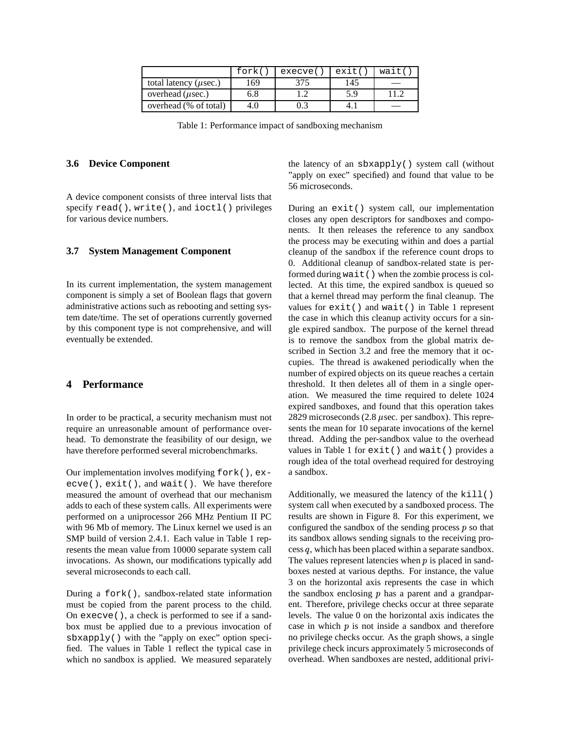|  | fork() | execve() | exit() | wait() |
| --- | --- | --- | --- | --- |
| total latency ($\mu$sec.) | 169 | 375 | 145 | — |
| overhead ($\mu$sec.) | 6.8 | 1.2 | 5.9 | 11.2 |
| overhead (% of total) | 4.0 | 0.3 | 4.1 | — |

Table 1: Performance impact of sandboxing mechanism

### 3.6 Device Component

A device component consists of three interval lists that specify `read()`, `write()`, and `ioctl()` privileges for various device numbers.

### 3.7 System Management Component

In its current implementation, the system management component is simply a set of Boolean flags that govern administrative actions such as rebooting and setting system date/time. The set of operations currently governed by this component type is not comprehensive, and will eventually be extended.

## 4 Performance

In order to be practical, a security mechanism must not require an unreasonable amount of performance overhead. To demonstrate the feasibility of our design, we have therefore performed several microbenchmarks.

Our implementation involves modifying `fork()`, `execve()`, `exit()`, and `wait()`. We have therefore measured the amount of overhead that our mechanism adds to each of these system calls. All experiments were performed on a uniprocessor 266 MHz Pentium II PC with 96 Mb of memory. The Linux kernel we used is an SMP build of version 2.4.1. Each value in Table 1 represents the mean value from 10000 separate system call invocations. As shown, our modifications typically add several microseconds to each call.

During a `fork()`, sandbox-related state information must be copied from the parent process to the child. On `execve()`, a check is performed to see if a sandbox must be applied due to a previous invocation of `sbxapply()` with the "apply on exec" option specified. The values in Table 1 reflect the typical case in which no sandbox is applied. We measured separately the latency of an `sbxapply()` system call (without "apply on exec" specified) and found that value to be 56 microseconds.

During an `exit()` system call, our implementation closes any open descriptors for sandboxes and components. It then releases the reference to any sandbox the process may be executing within and does a partial cleanup of the sandbox if the reference count drops to 0. Additional cleanup of sandbox-related state is performed during `wait()` when the zombie process is collected. At this time, the expired sandbox is queued so that a kernel thread may perform the final cleanup. The values for `exit()` and `wait()` in Table 1 represent the case in which this cleanup activity occurs for a single expired sandbox. The purpose of the kernel thread is to remove the sandbox from the global matrix described in Section 3.2 and free the memory that it occupies. The thread is awakened periodically when the number of expired objects on its queue reaches a certain threshold. It then deletes all of them in a single operation. We measured the time required to delete 1024 expired sandboxes, and found that this operation takes 2829 microseconds (2.8 $\mu$sec. per sandbox). This represents the mean for 10 separate invocations of the kernel thread. Adding the per-sandbox value to the overhead values in Table 1 for `exit()` and `wait()` provides a rough idea of the total overhead required for destroying a sandbox.

Additionally, we measured the latency of the `kill()` system call when executed by a sandboxed process. The results are shown in Figure 8. For this experiment, we configured the sandbox of the sending process $p$ so that its sandbox allows sending signals to the receiving process $q$, which has been placed within a separate sandbox. The values represent latencies when $p$ is placed in sandboxes nested at various depths. For instance, the value 3 on the horizontal axis represents the case in which the sandbox enclosing $p$ has a parent and a grandparent. Therefore, privilege checks occur at three separate levels. The value 0 on the horizontal axis indicates the case in which $p$ is not inside a sandbox and therefore no privilege checks occur. As the graph shows, a single privilege check incurs approximately 5 microseconds of overhead. When sandboxes are nested, additional privi-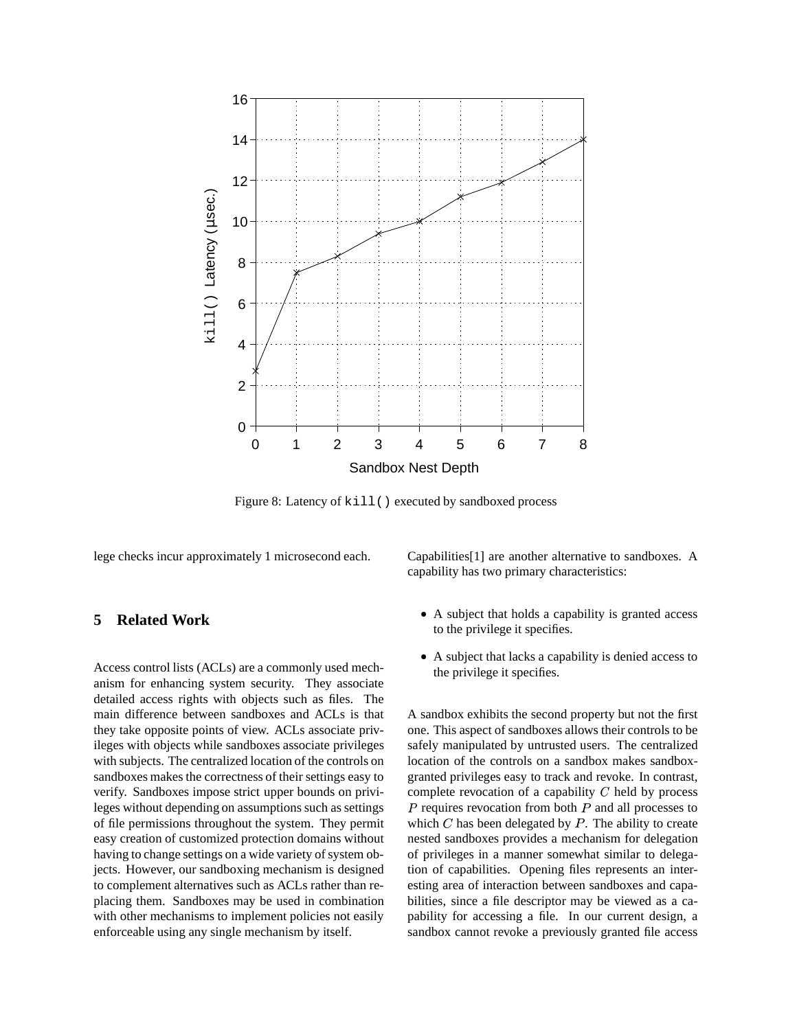Figure 8: Latency of `kill()` executed by sandboxed process

lege checks incur approximately 1 microsecond each.

## 5 Related Work

Access control lists (ACLs) are a commonly used mechanism for enhancing system security. They associate detailed access rights with objects such as files. The main difference between sandboxes and ACLs is that they take opposite points of view. ACLs associate privileges with objects while sandboxes associate privileges with subjects. The centralized location of the controls on sandboxes makes the correctness of their settings easy to verify. Sandboxes impose strict upper bounds on privileges without depending on assumptions such as settings of file permissions throughout the system. They permit easy creation of customized protection domains without having to change settings on a wide variety of system objects. However, our sandboxing mechanism is designed to complement alternatives such as ACLs rather than replacing them. Sandboxes may be used in combination with other mechanisms to implement policies not easily enforceable using any single mechanism by itself.

Capabilities[1] are another alternative to sandboxes. A capability has two primary characteristics:

- A subject that holds a capability is granted access to the privilege it specifies.
- A subject that lacks a capability is denied access to the privilege it specifies.

A sandbox exhibits the second property but not the first one. This aspect of sandboxes allows their controls to be safely manipulated by untrusted users. The centralized location of the controls on a sandbox makes sandbox-granted privileges easy to track and revoke. In contrast, complete revocation of a capability $C$ held by process $P$ requires revocation from both $P$ and all processes to which $C$ has been delegated by $P$. The ability to create nested sandboxes provides a mechanism for delegation of privileges in a manner somewhat similar to delegation of capabilities. Opening files represents an interesting area of interaction between sandboxes and capabilities, since a file descriptor may be viewed as a capability for accessing a file. In our current design, a sandbox cannot revoke a previously granted file access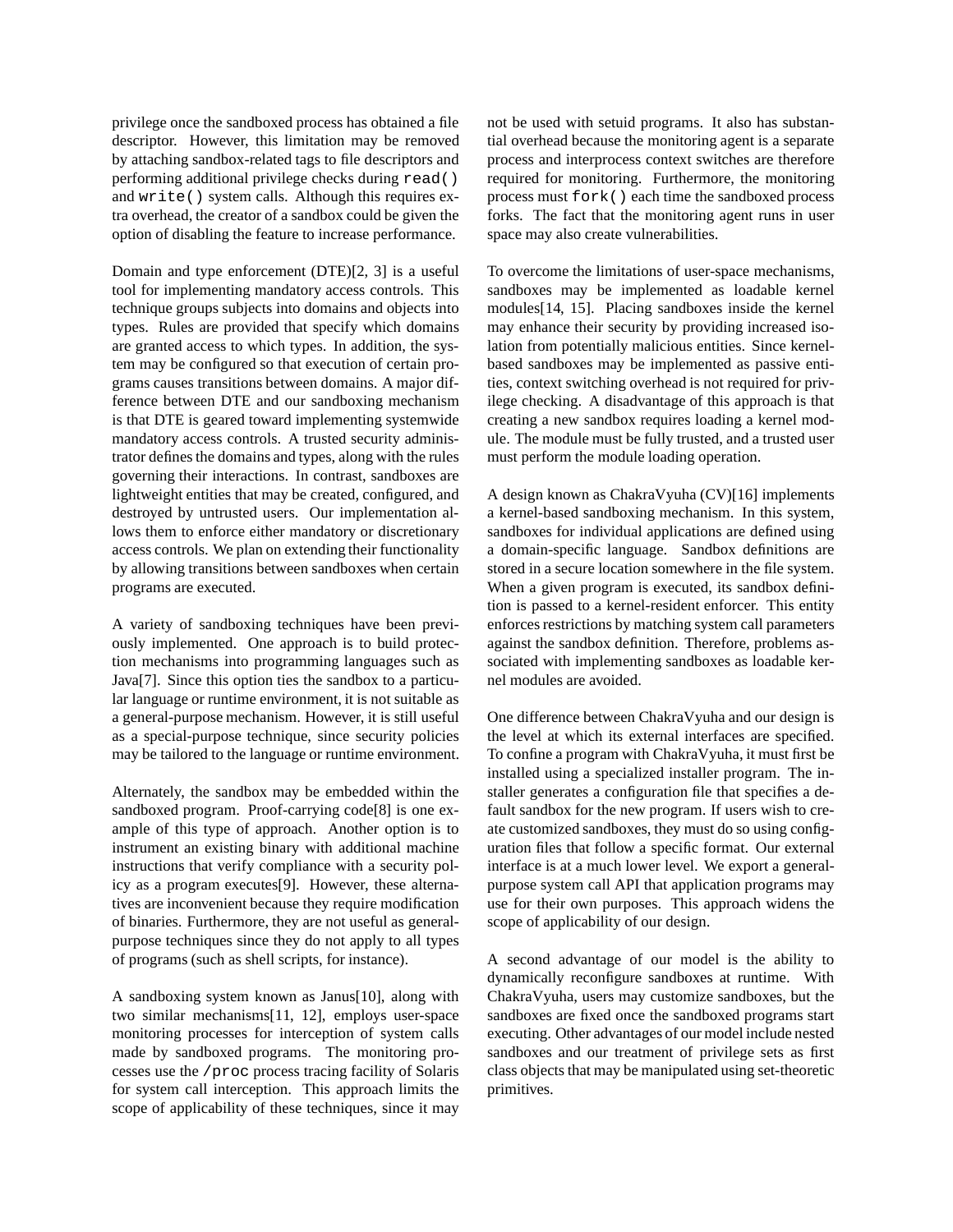privilege once the sandboxed process has obtained a file descriptor. However, this limitation may be removed by attaching sandbox-related tags to file descriptors and performing additional privilege checks during `read()` and `write()` system calls. Although this requires extra overhead, the creator of a sandbox could be given the option of disabling the feature to increase performance.

Domain and type enforcement (DTE)[2, 3] is a useful tool for implementing mandatory access controls. This technique groups subjects into domains and objects into types. Rules are provided that specify which domains are granted access to which types. In addition, the system may be configured so that execution of certain programs causes transitions between domains. A major difference between DTE and our sandboxing mechanism is that DTE is geared toward implementing systemwide mandatory access controls. A trusted security administrator defines the domains and types, along with the rules governing their interactions. In contrast, sandboxes are lightweight entities that may be created, configured, and destroyed by untrusted users. Our implementation allows them to enforce either mandatory or discretionary access controls. We plan on extending their functionality by allowing transitions between sandboxes when certain programs are executed.

A variety of sandboxing techniques have been previously implemented. One approach is to build protection mechanisms into programming languages such as Java[7]. Since this option ties the sandbox to a particular language or runtime environment, it is not suitable as a general-purpose mechanism. However, it is still useful as a special-purpose technique, since security policies may be tailored to the language or runtime environment.

Alternately, the sandbox may be embedded within the sandboxed program. Proof-carrying code[8] is one example of this type of approach. Another option is to instrument an existing binary with additional machine instructions that verify compliance with a security policy as a program executes[9]. However, these alternatives are inconvenient because they require modification of binaries. Furthermore, they are not useful as general-purpose techniques since they do not apply to all types of programs (such as shell scripts, for instance).

A sandboxing system known as Janus[10], along with two similar mechanisms[11, 12], employs user-space monitoring processes for interception of system calls made by sandboxed programs. The monitoring processes use the `/proc` process tracing facility of Solaris for system call interception. This approach limits the scope of applicability of these techniques, since it may not be used with setuid programs. It also has substantial overhead because the monitoring agent is a separate process and interprocess context switches are therefore required for monitoring. Furthermore, the monitoring process must `fork()` each time the sandboxed process forks. The fact that the monitoring agent runs in user space may also create vulnerabilities.

To overcome the limitations of user-space mechanisms, sandboxes may be implemented as loadable kernel modules[14, 15]. Placing sandboxes inside the kernel may enhance their security by providing increased isolation from potentially malicious entities. Since kernel-based sandboxes may be implemented as passive entities, context switching overhead is not required for privilege checking. A disadvantage of this approach is that creating a new sandbox requires loading a kernel module. The module must be fully trusted, and a trusted user must perform the module loading operation.

A design known as ChakraVyuha (CV)[16] implements a kernel-based sandboxing mechanism. In this system, sandboxes for individual applications are defined using a domain-specific language. Sandbox definitions are stored in a secure location somewhere in the file system. When a given program is executed, its sandbox definition is passed to a kernel-resident enforcer. This entity enforces restrictions by matching system call parameters against the sandbox definition. Therefore, problems associated with implementing sandboxes as loadable kernel modules are avoided.

One difference between ChakraVyuha and our design is the level at which its external interfaces are specified. To confine a program with ChakraVyuha, it must first be installed using a specialized installer program. The installer generates a configuration file that specifies a default sandbox for the new program. If users wish to create customized sandboxes, they must do so using configuration files that follow a specific format. Our external interface is at a much lower level. We export a general-purpose system call API that application programs may use for their own purposes. This approach widens the scope of applicability of our design.

A second advantage of our model is the ability to dynamically reconfigure sandboxes at runtime. With ChakraVyuha, users may customize sandboxes, but the sandboxes are fixed once the sandboxed programs start executing. Other advantages of our model include nested sandboxes and our treatment of privilege sets as first class objects that may be manipulated using set-theoretic primitives.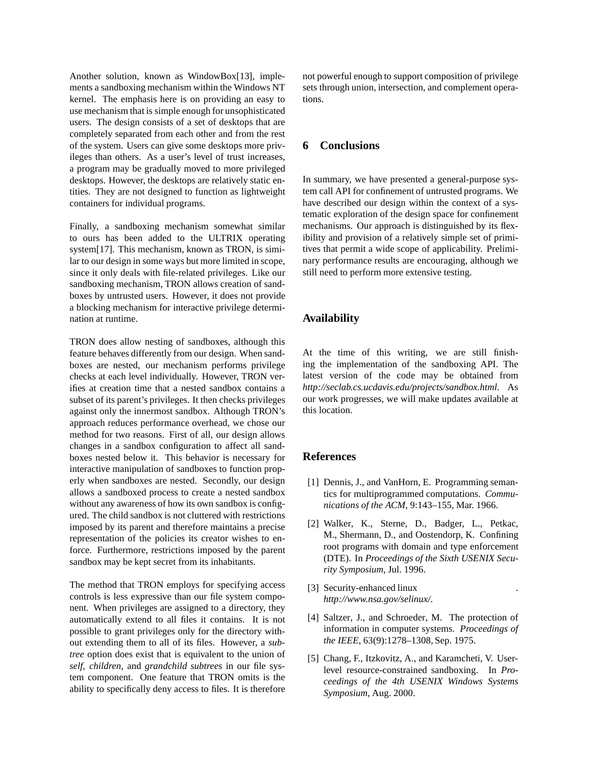Another solution, known as WindowBox[13], implements a sandboxing mechanism within the Windows NT kernel. The emphasis here is on providing an easy to use mechanism that is simple enough for unsophisticated users. The design consists of a set of desktops that are completely separated from each other and from the rest of the system. Users can give some desktops more privileges than others. As a user's level of trust increases, a program may be gradually moved to more privileged desktops. However, the desktops are relatively static entities. They are not designed to function as lightweight containers for individual programs.

Finally, a sandboxing mechanism somewhat similar to ours has been added to the ULTRIX operating system[17]. This mechanism, known as TRON, is similar to our design in some ways but more limited in scope, since it only deals with file-related privileges. Like our sandboxing mechanism, TRON allows creation of sandboxes by untrusted users. However, it does not provide a blocking mechanism for interactive privilege determination at runtime.

TRON does allow nesting of sandboxes, although this feature behaves differently from our design. When sandboxes are nested, our mechanism performs privilege checks at each level individually. However, TRON verifies at creation time that a nested sandbox contains a subset of its parent's privileges. It then checks privileges against only the innermost sandbox. Although TRON's approach reduces performance overhead, we chose our method for two reasons. First of all, our design allows changes in a sandbox configuration to affect all sandboxes nested below it. This behavior is necessary for interactive manipulation of sandboxes to function properly when sandboxes are nested. Secondly, our design allows a sandboxed process to create a nested sandbox without any awareness of how its own sandbox is configured. The child sandbox is not cluttered with restrictions imposed by its parent and therefore maintains a precise representation of the policies its creator wishes to enforce. Furthermore, restrictions imposed by the parent sandbox may be kept secret from its inhabitants.

The method that TRON employs for specifying access controls is less expressive than our file system component. When privileges are assigned to a directory, they automatically extend to all files it contains. It is not possible to grant privileges only for the directory without extending them to all of its files. However, a *subtree* option does exist that is equivalent to the union of *self*, *children*, and *grandchild subtrees* in our file system component. One feature that TRON omits is the ability to specifically deny access to files. It is therefore not powerful enough to support composition of privilege sets through union, intersection, and complement operations.

## 6 Conclusions

In summary, we have presented a general-purpose system call API for confinement of untrusted programs. We have described our design within the context of a systematic exploration of the design space for confinement mechanisms. Our approach is distinguished by its flexibility and provision of a relatively simple set of primitives that permit a wide scope of applicability. Preliminary performance results are encouraging, although we still need to perform more extensive testing.

## Availability

At the time of this writing, we are still finishing the implementation of the sandboxing API. The latest version of the code may be obtained from *http://seclab.cs.ucdavis.edu/projects/sandbox.html*. As our work progresses, we will make updates available at this location.

## References

[1] Dennis, J., and VanHorn, E. Programming semantics for multiprogrammed computations. *Communications of the ACM*, 9:143–155, Mar. 1966.

[2] Walker, K., Sterne, D., Badger, L., Petkac, M., Shermann, D., and Oostendorp, K. Confining root programs with domain and type enforcement (DTE). In *Proceedings of the Sixth USENIX Security Symposium*, Jul. 1996.

[3] Security-enhanced linux . *http://www.nsa.gov/selinux/*.

[4] Saltzer, J., and Schroeder, M. The protection of information in computer systems. *Proceedings of the IEEE*, 63(9):1278–1308, Sep. 1975.

[5] Chang, F., Itzkovitz, A., and Karamcheti, V. User-level resource-constrained sandboxing. In *Proceedings of the 4th USENIX Windows Systems Symposium*, Aug. 2000.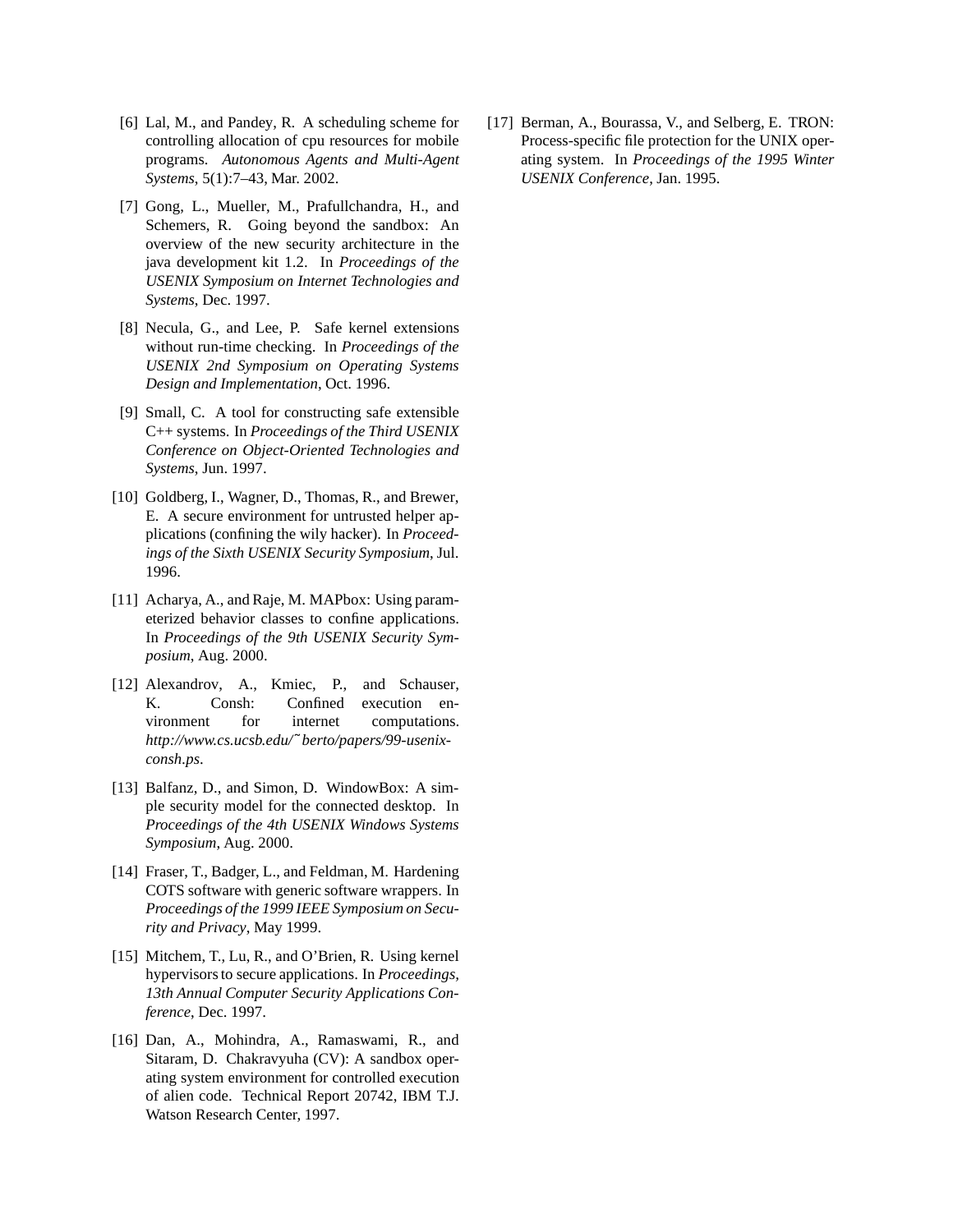[6] Lal, M., and Pandey, R. A scheduling scheme for controlling allocation of cpu resources for mobile programs. *Autonomous Agents and Multi-Agent Systems*, 5(1):7–43, Mar. 2002.

[7] Gong, L., Mueller, M., Prafullchandra, H., and Schemers, R. Going beyond the sandbox: An overview of the new security architecture in the java development kit 1.2. In *Proceedings of the USENIX Symposium on Internet Technologies and Systems*, Dec. 1997.

[8] Necula, G., and Lee, P. Safe kernel extensions without run-time checking. In *Proceedings of the USENIX 2nd Symposium on Operating Systems Design and Implementation*, Oct. 1996.

[9] Small, C. A tool for constructing safe extensible C++ systems. In *Proceedings of the Third USENIX Conference on Object-Oriented Technologies and Systems*, Jun. 1997.

[10] Goldberg, I., Wagner, D., Thomas, R., and Brewer, E. A secure environment for untrusted helper applications (confining the wily hacker). In *Proceedings of the Sixth USENIX Security Symposium*, Jul. 1996.

[11] Acharya, A., and Raje, M. MAPbox: Using parameterized behavior classes to confine applications. In *Proceedings of the 9th USENIX Security Symposium*, Aug. 2000.

[12] Alexandrov, A., Kmiec, P., and Schauser, K. Consh: Confined execution environment for internet computations. *http://www.cs.ucsb.edu/~berto/papers/99-usenix-consh.ps*.

[13] Balfanz, D., and Simon, D. WindowBox: A simple security model for the connected desktop. In *Proceedings of the 4th USENIX Windows Systems Symposium*, Aug. 2000.

[14] Fraser, T., Badger, L., and Feldman, M. Hardening COTS software with generic software wrappers. In *Proceedings of the 1999 IEEE Symposium on Security and Privacy*, May 1999.

[15] Mitchem, T., Lu, R., and O'Brien, R. Using kernel hypervisors to secure applications. In *Proceedings, 13th Annual Computer Security Applications Conference*, Dec. 1997.

[16] Dan, A., Mohindra, A., Ramaswami, R., and Sitaram, D. Chakravyuha (CV): A sandbox operating system environment for controlled execution of alien code. Technical Report 20742, IBM T.J. Watson Research Center, 1997.

[17] Berman, A., Bourassa, V., and Selberg, E. TRON: Process-specific file protection for the UNIX operating system. In *Proceedings of the 1995 Winter USENIX Conference*, Jan. 1995.